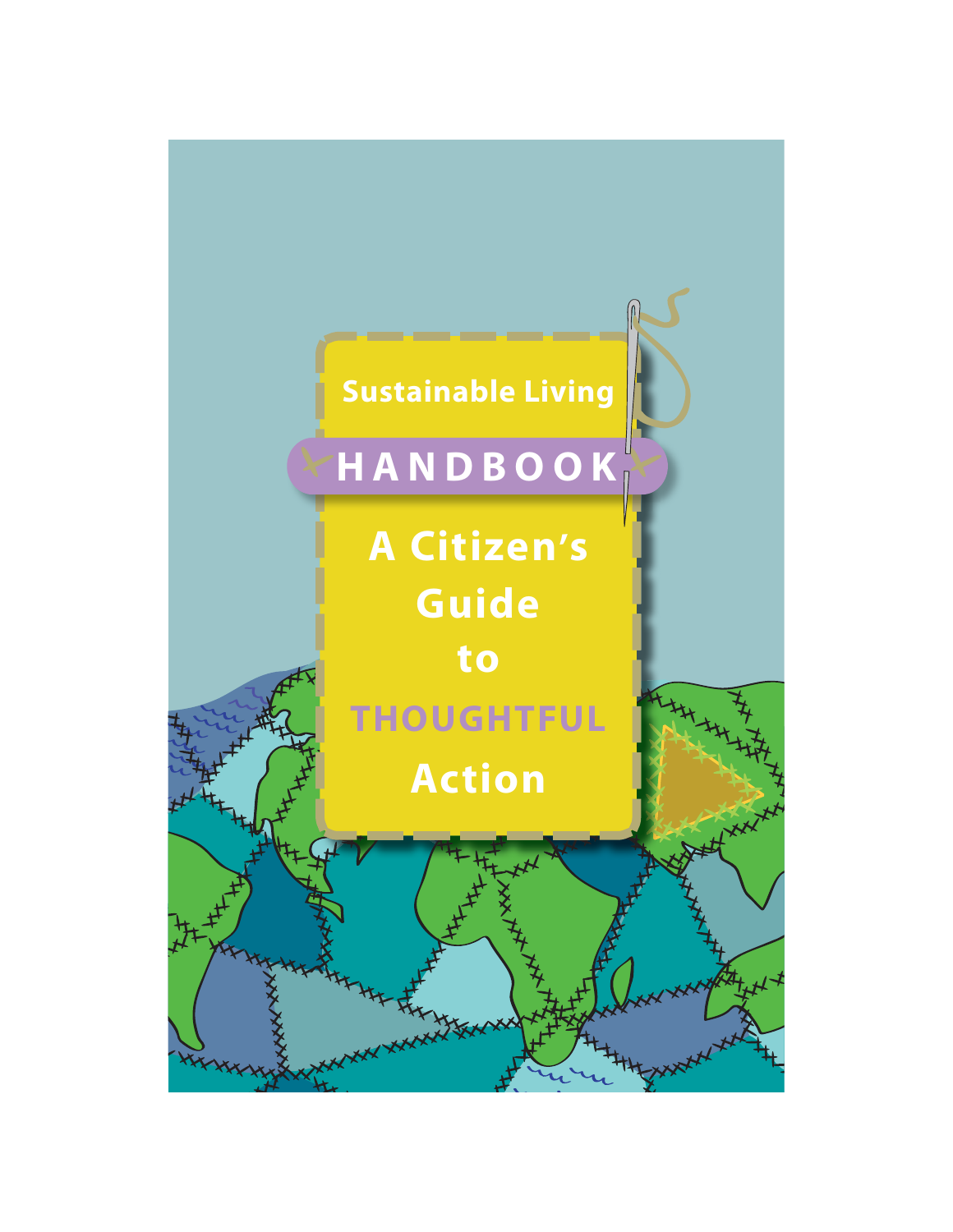Sustainable Living

# HANDBOOK

## A Citizen's Guide to THOUGHTFUL Action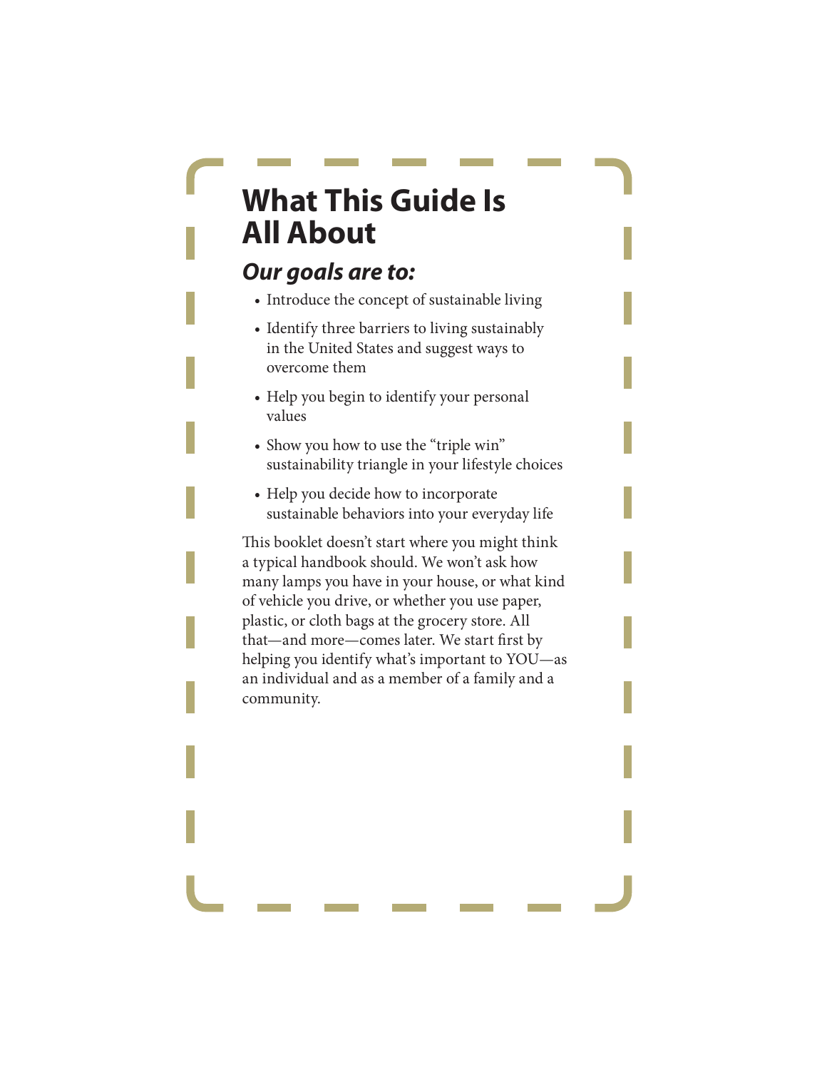# What This Guide Is All About

### *Our goals are to:*

- Introduce the concept of sustainable living
- Identify three barriers to living sustainably in the United States and suggest ways to overcome them
- Help you begin to identify your personal values
- Show you how to use the "triple win" sustainability triangle in your lifestyle choices
- Help you decide how to incorporate sustainable behaviors into your everyday life

This booklet doesn't start where you might think a typical handbook should. We won't ask how many lamps you have in your house, or what kind of vehicle you drive, or whether you use paper, plastic, or cloth bags at the grocery store. All that—and more—comes later. We start first by helping you identify what's important to YOU—as an individual and as a member of a family and a community.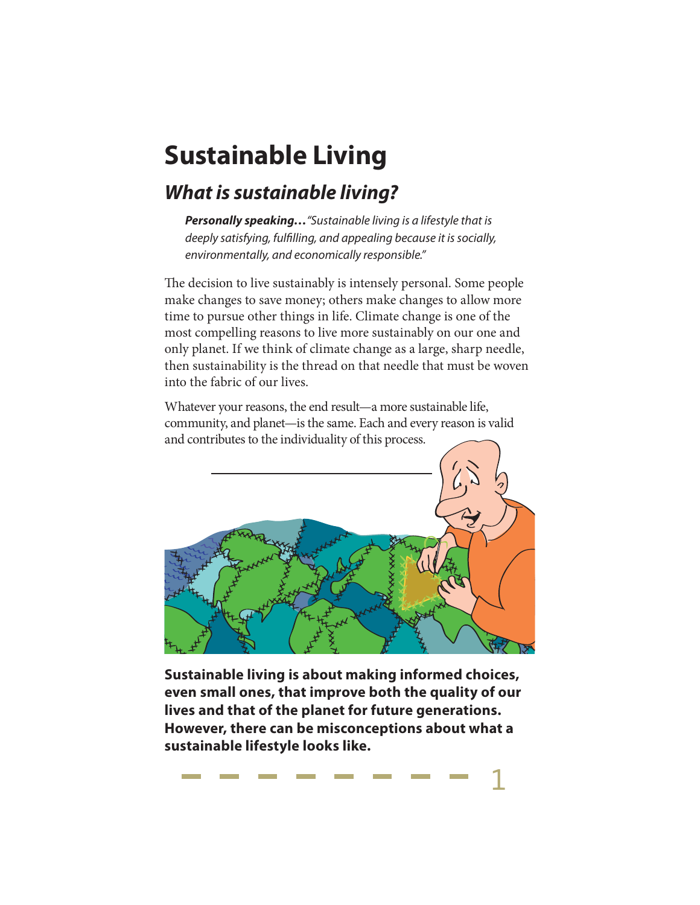# Sustainable Living

## *What is sustainable living?*

***Personally speaking…*** *"Sustainable living is a lifestyle that is deeply satisfying, fulfilling, and appealing because it is socially, environmentally, and economically responsible."*

The decision to live sustainably is intensely personal. Some people make changes to save money; others make changes to allow more time to pursue other things in life. Climate change is one of the most compelling reasons to live more sustainably on our one and only planet. If we think of climate change as a large, sharp needle, then sustainability is the thread on that needle that must be woven into the fabric of our lives.

Whatever your reasons, the end result—a more sustainable life, community, and planet—is the same. Each and every reason is valid and contributes to the individuality of this process.

**Sustainable living is about making informed choices, even small ones, that improve both the quality of our lives and that of the planet for future generations. However, there can be misconceptions about what a sustainable lifestyle looks like.**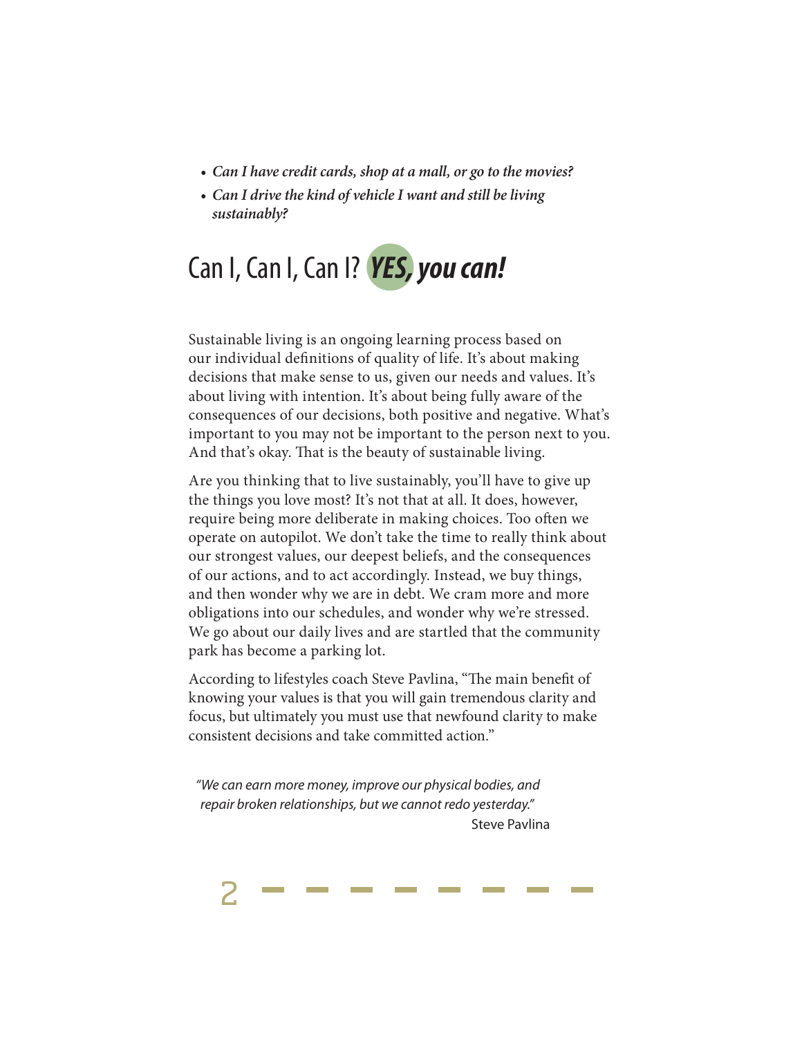- ***Can I have credit cards, shop at a mall, or go to the movies?***
- ***Can I drive the kind of vehicle I want and still be living sustainably?***

## Can I, Can I, Can I? ***YES, you can!***

Sustainable living is an ongoing learning process based on our individual definitions of quality of life. It's about making decisions that make sense to us, given our needs and values. It's about living with intention. It's about being fully aware of the consequences of our decisions, both positive and negative. What's important to you may not be important to the person next to you. And that's okay. That is the beauty of sustainable living.

Are you thinking that to live sustainably, you'll have to give up the things you love most? It's not that at all. It does, however, require being more deliberate in making choices. Too often we operate on autopilot. We don't take the time to really think about our strongest values, our deepest beliefs, and the consequences of our actions, and to act accordingly. Instead, we buy things, and then wonder why we are in debt. We cram more and more obligations into our schedules, and wonder why we're stressed. We go about our daily lives and are startled that the community park has become a parking lot.

According to lifestyles coach Steve Pavlina, "The main benefit of knowing your values is that you will gain tremendous clarity and focus, but ultimately you must use that newfound clarity to make consistent decisions and take committed action."

> *"We can earn more money, improve our physical bodies, and repair broken relationships, but we cannot redo yesterday."*
>
> Steve Pavlina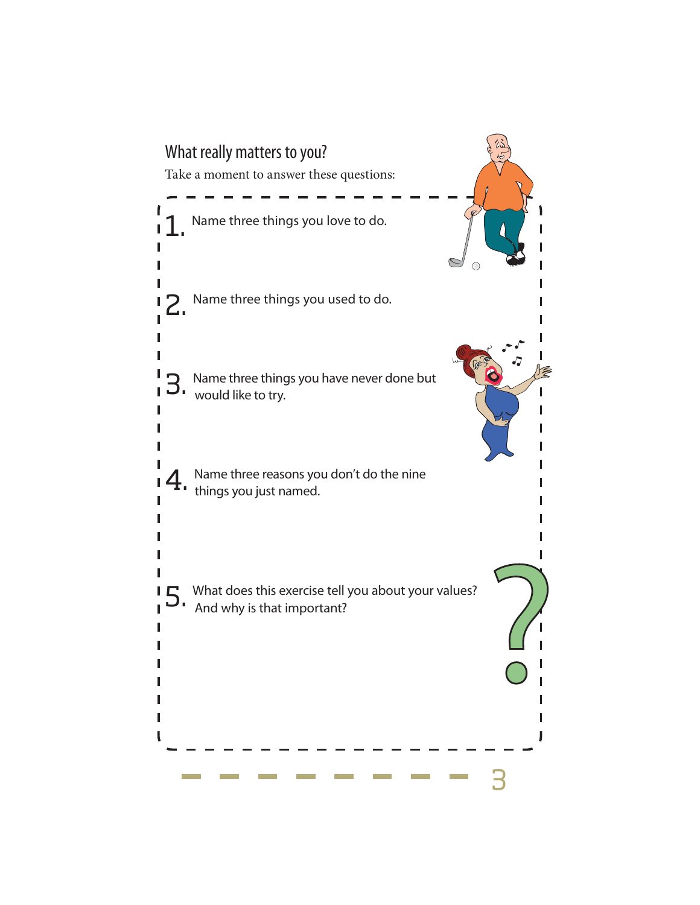## What really matters to you?

Take a moment to answer these questions:

1. Name three things you love to do.

2. Name three things you used to do.

3. Name three things you have never done but would like to try.

4. Name three reasons you don't do the nine things you just named.

5. What does this exercise tell you about your values? And why is that important?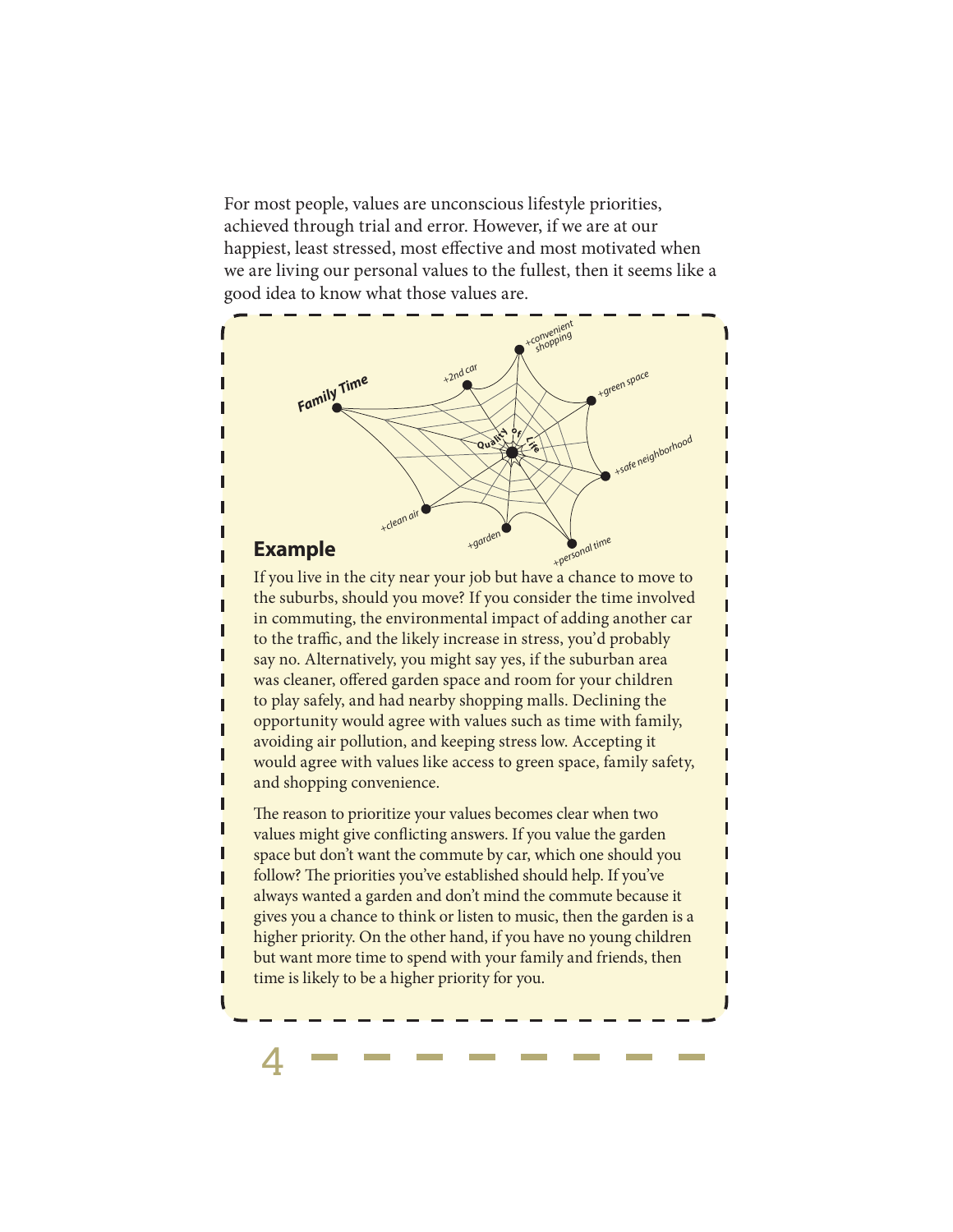For most people, values are unconscious lifestyle priorities, achieved through trial and error. However, if we are at our happiest, least stressed, most effective and most motivated when we are living our personal values to the fullest, then it seems like a good idea to know what those values are.

Family Time

+2nd car

+convenient shopping

+green space

Quality of Life

+safe neighborhood

+clean air

+garden

+personal time

## Example

If you live in the city near your job but have a chance to move to the suburbs, should you move? If you consider the time involved in commuting, the environmental impact of adding another car to the traffic, and the likely increase in stress, you'd probably say no. Alternatively, you might say yes, if the suburban area was cleaner, offered garden space and room for your children to play safely, and had nearby shopping malls. Declining the opportunity would agree with values such as time with family, avoiding air pollution, and keeping stress low. Accepting it would agree with values like access to green space, family safety, and shopping convenience.

The reason to prioritize your values becomes clear when two values might give conflicting answers. If you value the garden space but don't want the commute by car, which one should you follow? The priorities you've established should help. If you've always wanted a garden and don't mind the commute because it gives you a chance to think or listen to music, then the garden is a higher priority. On the other hand, if you have no young children but want more time to spend with your family and friends, then time is likely to be a higher priority for you.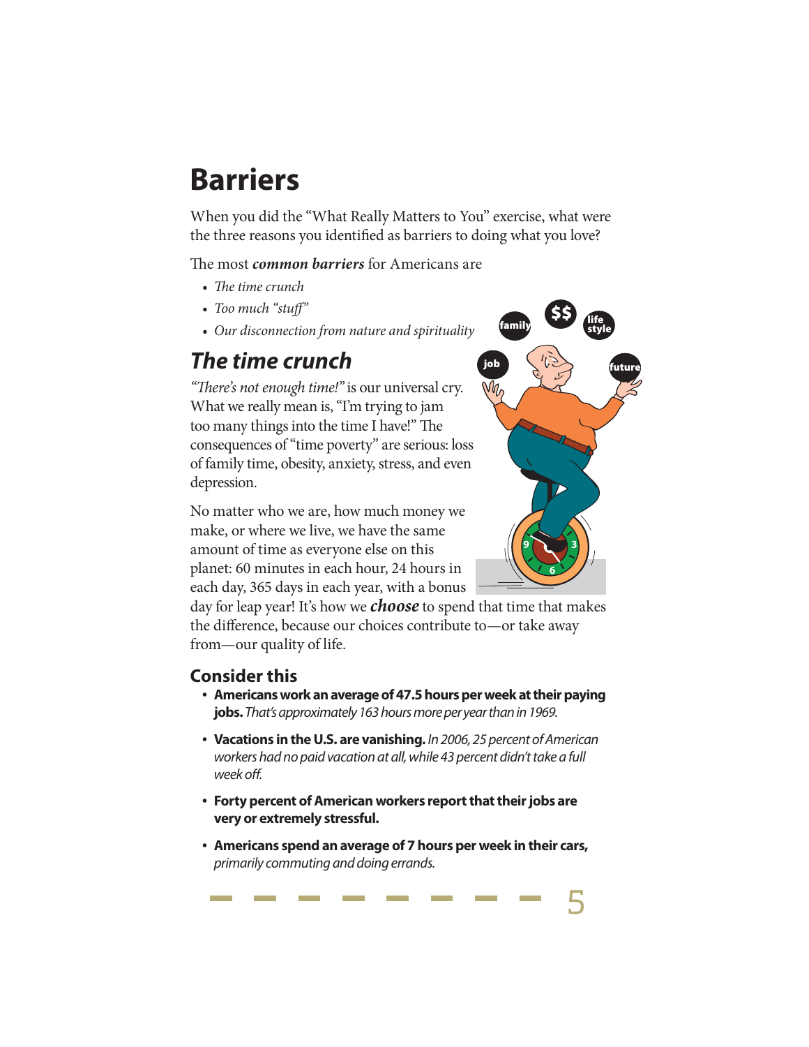# Barriers

When you did the "What Really Matters to You" exercise, what were the three reasons you identified as barriers to doing what you love?

The most ***common barriers*** for Americans are

- *The time crunch*
- *Too much "stuff"*
- *Our disconnection from nature and spirituality*

## *The time crunch*

*"There's not enough time!"* is our universal cry. What we really mean is, "I'm trying to jam too many things into the time I have!" The consequences of "time poverty" are serious: loss of family time, obesity, anxiety, stress, and even depression.

No matter who we are, how much money we make, or where we live, we have the same amount of time as everyone else on this planet: 60 minutes in each hour, 24 hours in each day, 365 days in each year, with a bonus day for leap year! It's how we ***choose*** to spend that time that makes the difference, because our choices contribute to—or take away from—our quality of life.

### Consider this

- **Americans work an average of 47.5 hours per week at their paying jobs.** *That's approximately 163 hours more per year than in 1969.*
- **Vacations in the U.S. are vanishing.** *In 2006, 25 percent of American workers had no paid vacation at all, while 43 percent didn't take a full week off.*
- **Forty percent of American workers report that their jobs are very or extremely stressful.**
- **Americans spend an average of 7 hours per week in their cars,** *primarily commuting and doing errands.*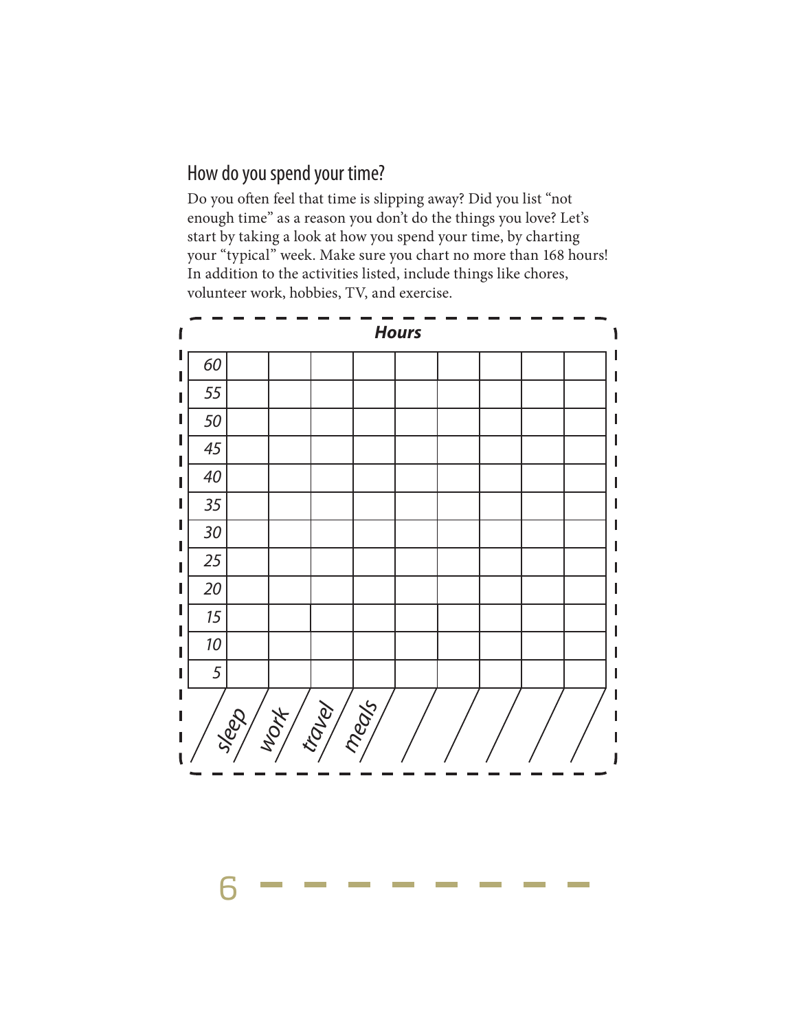## How do you spend your time?

Do you often feel that time is slipping away? Did you list "not enough time" as a reason you don't do the things you love? Let's start by taking a look at how you spend your time, by charting your "typical" week. Make sure you chart no more than 168 hours! In addition to the activities listed, include things like chores, volunteer work, hobbies, TV, and exercise.

| ***Hours*** | | | | | | | | | |
|---|---|---|---|---|---|---|---|---|---|
| *60* | | | | | | | | | |
| *55* | | | | | | | | | |
| *50* | | | | | | | | | |
| *45* | | | | | | | | | |
| *40* | | | | | | | | | |
| *35* | | | | | | | | | |
| *30* | | | | | | | | | |
| *25* | | | | | | | | | |
| *20* | | | | | | | | | |
| *15* | | | | | | | | | |
| *10* | | | | | | | | | |
| *5* | | | | | | | | | |
| | *sleep* | *work* | *travel* | *meals* | | | | | |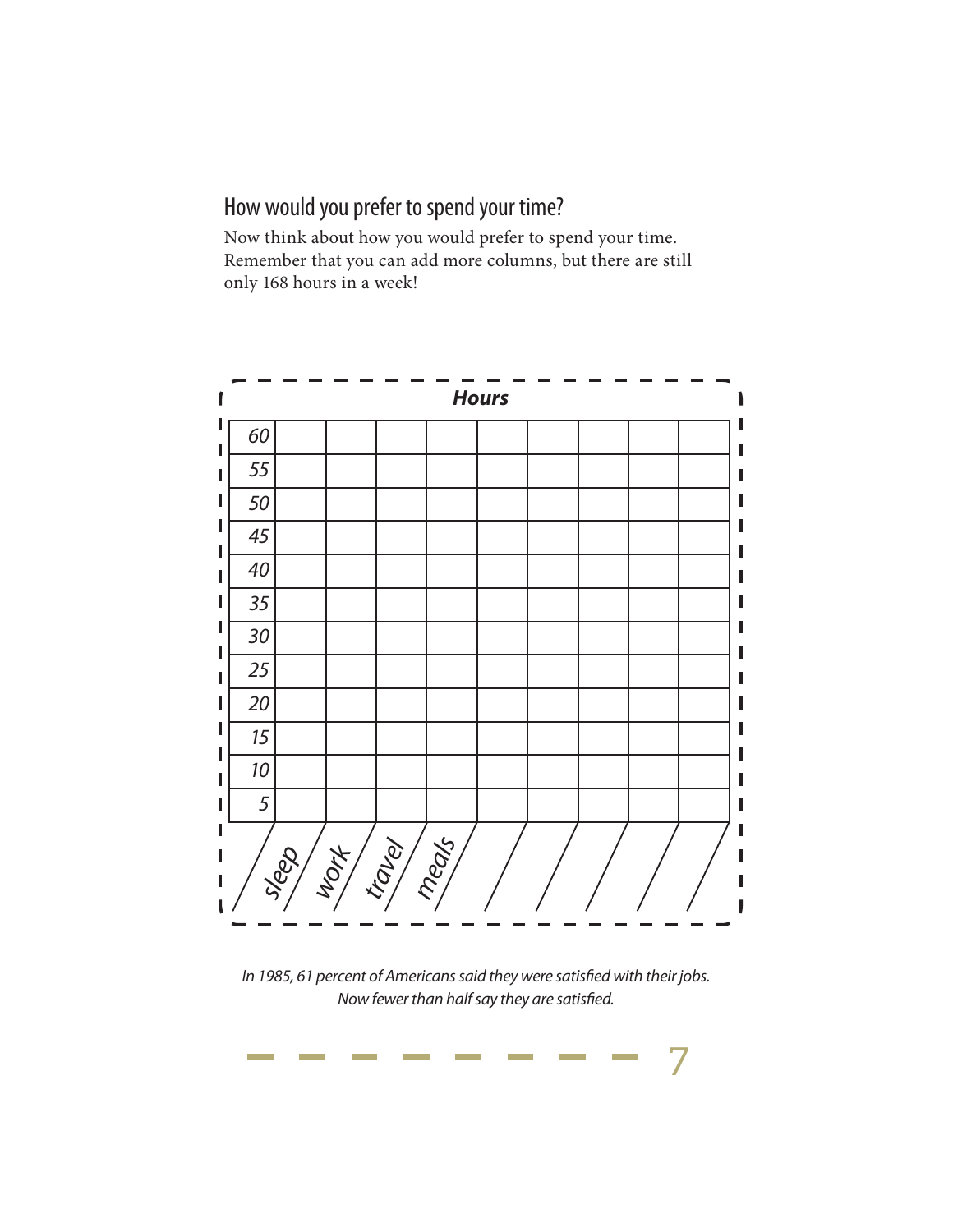## How would you prefer to spend your time?

Now think about how you would prefer to spend your time. Remember that you can add more columns, but there are still only 168 hours in a week!

***Hours***

*60*
*55*
*50*
*45*
*40*
*35*
*30*
*25*
*20*
*15*
*10*
*5*

*sleep*
*work*
*travel*
*meals*

*In 1985, 61 percent of Americans said they were satisfied with their jobs. Now fewer than half say they are satisfied.*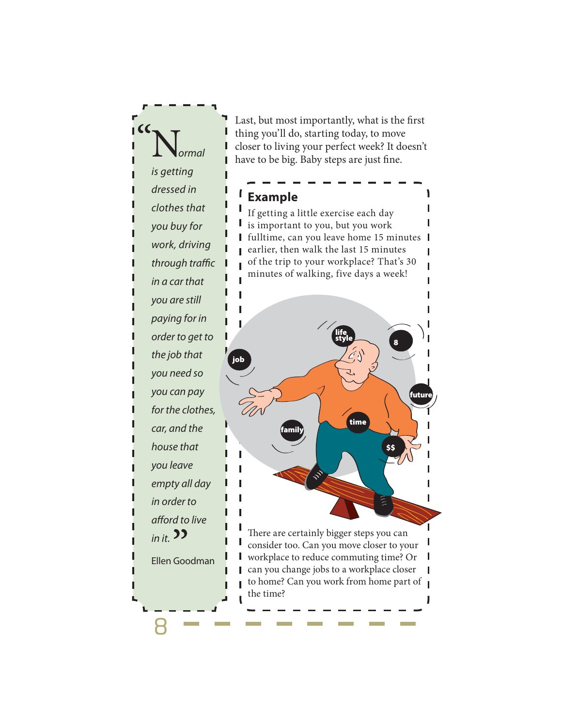> *"Normal is getting dressed in clothes that you buy for work, driving through traffic in a car that you are still paying for in order to get to the job that you need so you can pay for the clothes, car, and the house that you leave empty all day in order to afford to live in it."*
>
> Ellen Goodman

Last, but most importantly, what is the first thing you'll do, starting today, to move closer to living your perfect week? It doesn't have to be big. Baby steps are just fine.

## Example

If getting a little exercise each day is important to you, but you work fulltime, can you leave home 15 minutes earlier, then walk the last 15 minutes of the trip to your workplace? That's 30 minutes of walking, five days a week!

There are certainly bigger steps you can consider too. Can you move closer to your workplace to reduce commuting time? Or can you change jobs to a workplace closer to home? Can you work from home part of the time?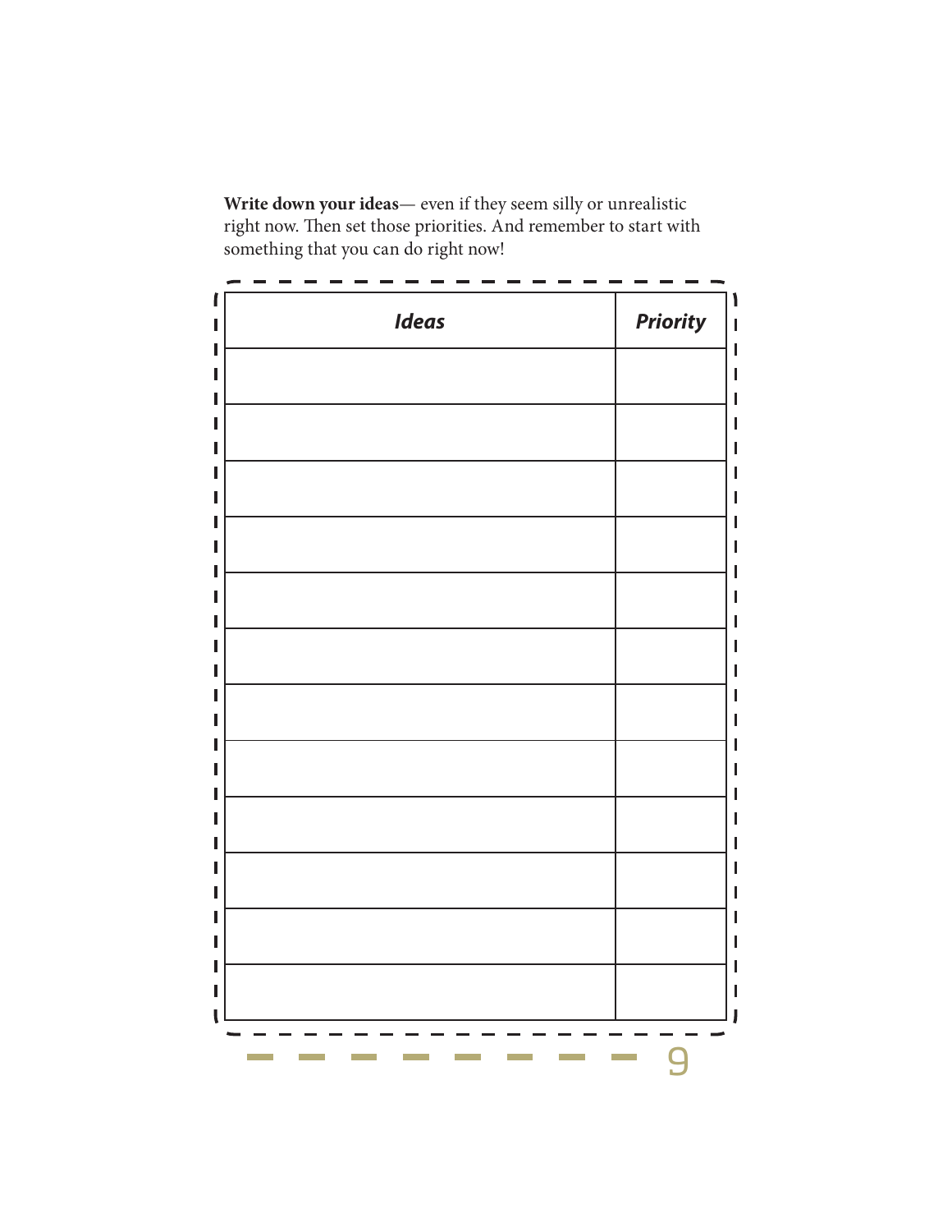**Write down your ideas**— even if they seem silly or unrealistic right now. Then set those priorities. And remember to start with something that you can do right now!

| ***Ideas*** | ***Priority*** |
|---|---|
| | |
| | |
| | |
| | |
| | |
| | |
| | |
| | |
| | |
| | |
| | |
| | |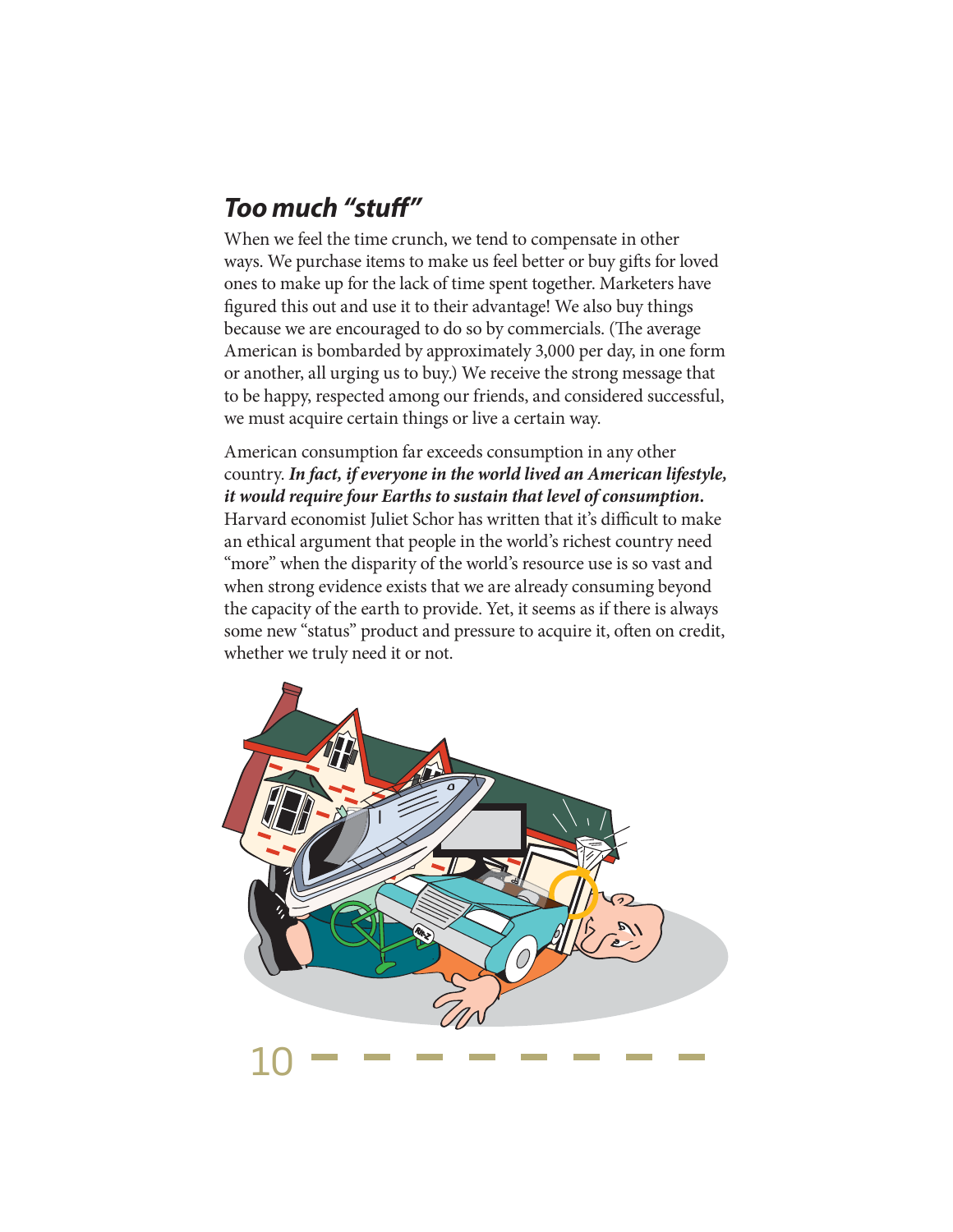## *Too much "stuff"*

When we feel the time crunch, we tend to compensate in other ways. We purchase items to make us feel better or buy gifts for loved ones to make up for the lack of time spent together. Marketers have figured this out and use it to their advantage! We also buy things because we are encouraged to do so by commercials. (The average American is bombarded by approximately 3,000 per day, in one form or another, all urging us to buy.) We receive the strong message that to be happy, respected among our friends, and considered successful, we must acquire certain things or live a certain way.

American consumption far exceeds consumption in any other country. ***In fact, if everyone in the world lived an American lifestyle, it would require four Earths to sustain that level of consumption.*** Harvard economist Juliet Schor has written that it's difficult to make an ethical argument that people in the world's richest country need "more" when the disparity of the world's resource use is so vast and when strong evidence exists that we are already consuming beyond the capacity of the earth to provide. Yet, it seems as if there is always some new "status" product and pressure to acquire it, often on credit, whether we truly need it or not.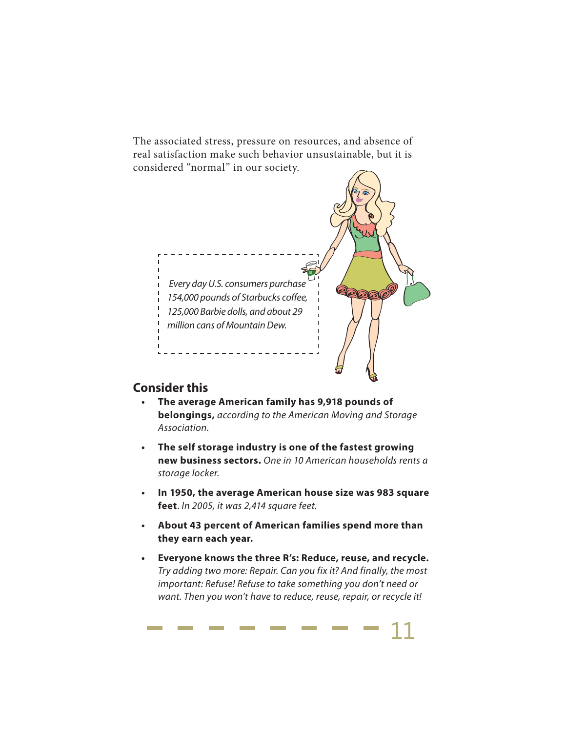The associated stress, pressure on resources, and absence of real satisfaction make such behavior unsustainable, but it is considered "normal" in our society.

*Every day U.S. consumers purchase 154,000 pounds of Starbucks coffee, 125,000 Barbie dolls, and about 29 million cans of Mountain Dew.*

## Consider this

- **The average American family has 9,918 pounds of belongings,** *according to the American Moving and Storage Association.*
- **The self storage industry is one of the fastest growing new business sectors.** *One in 10 American households rents a storage locker.*
- **In 1950, the average American house size was 983 square feet**. *In 2005, it was 2,414 square feet.*
- **About 43 percent of American families spend more than they earn each year.**
- **Everyone knows the three R's: Reduce, reuse, and recycle.** *Try adding two more: Repair. Can you fix it? And finally, the most important: Refuse! Refuse to take something you don't need or want. Then you won't have to reduce, reuse, repair, or recycle it!*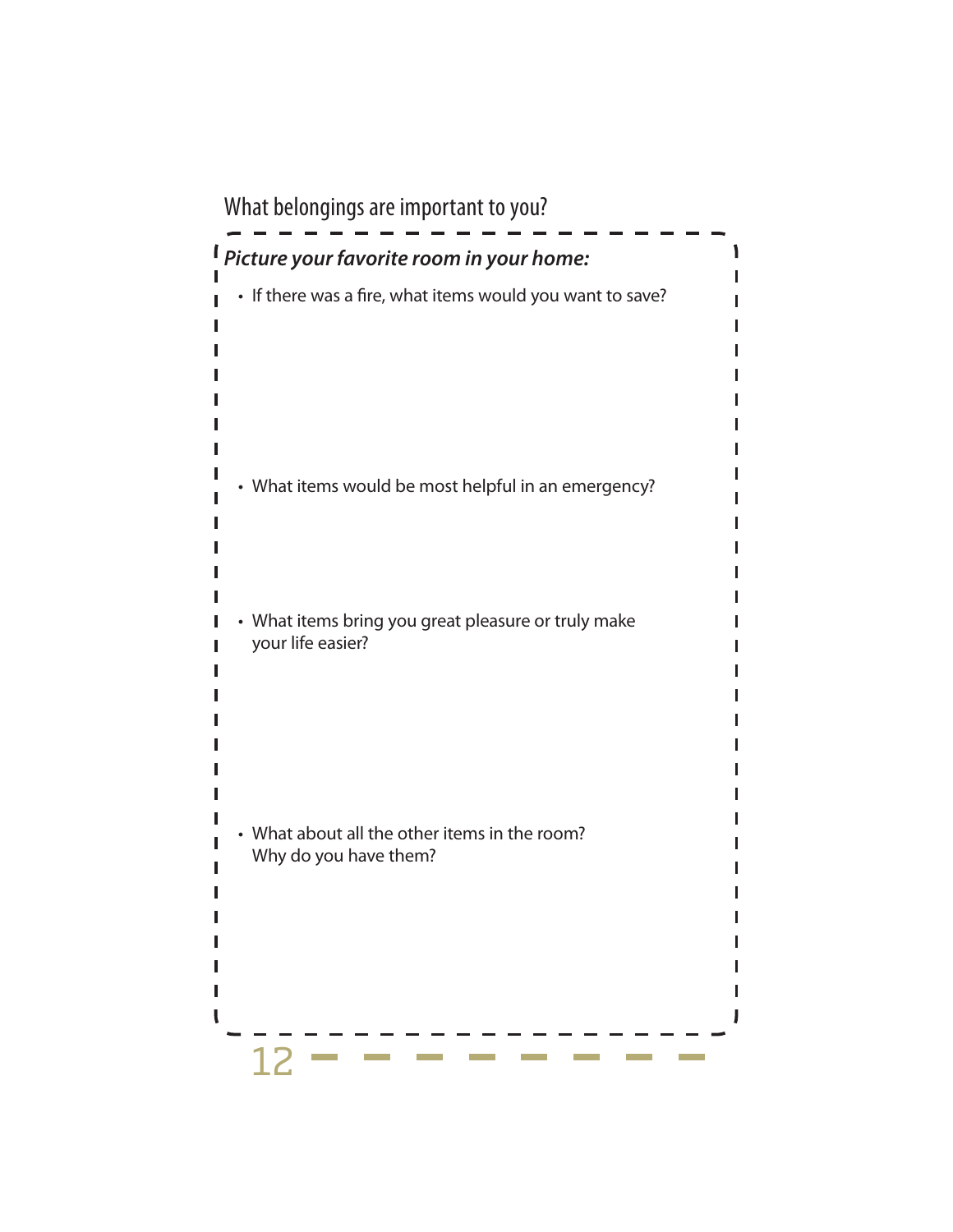## What belongings are important to you?

***Picture your favorite room in your home:***

- If there was a fire, what items would you want to save?
- What items would be most helpful in an emergency?
- What items bring you great pleasure or truly make your life easier?
- What about all the other items in the room? Why do you have them?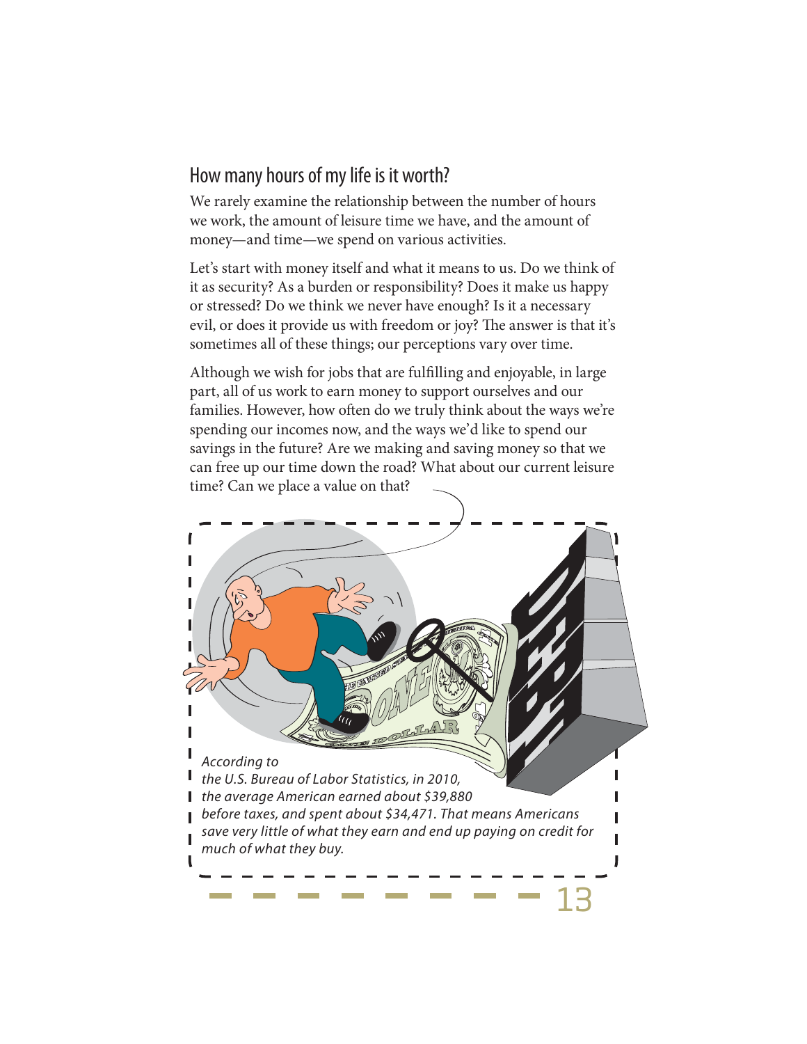## How many hours of my life is it worth?

We rarely examine the relationship between the number of hours we work, the amount of leisure time we have, and the amount of money—and time—we spend on various activities.

Let's start with money itself and what it means to us. Do we think of it as security? As a burden or responsibility? Does it make us happy or stressed? Do we think we never have enough? Is it a necessary evil, or does it provide us with freedom or joy? The answer is that it's sometimes all of these things; our perceptions vary over time.

Although we wish for jobs that are fulfilling and enjoyable, in large part, all of us work to earn money to support ourselves and our families. However, how often do we truly think about the ways we're spending our incomes now, and the ways we'd like to spend our savings in the future? Are we making and saving money so that we can free up our time down the road? What about our current leisure time? Can we place a value on that?

*According to the U.S. Bureau of Labor Statistics, in 2010, the average American earned about $39,880 before taxes, and spent about $34,471. That means Americans save very little of what they earn and end up paying on credit for much of what they buy.*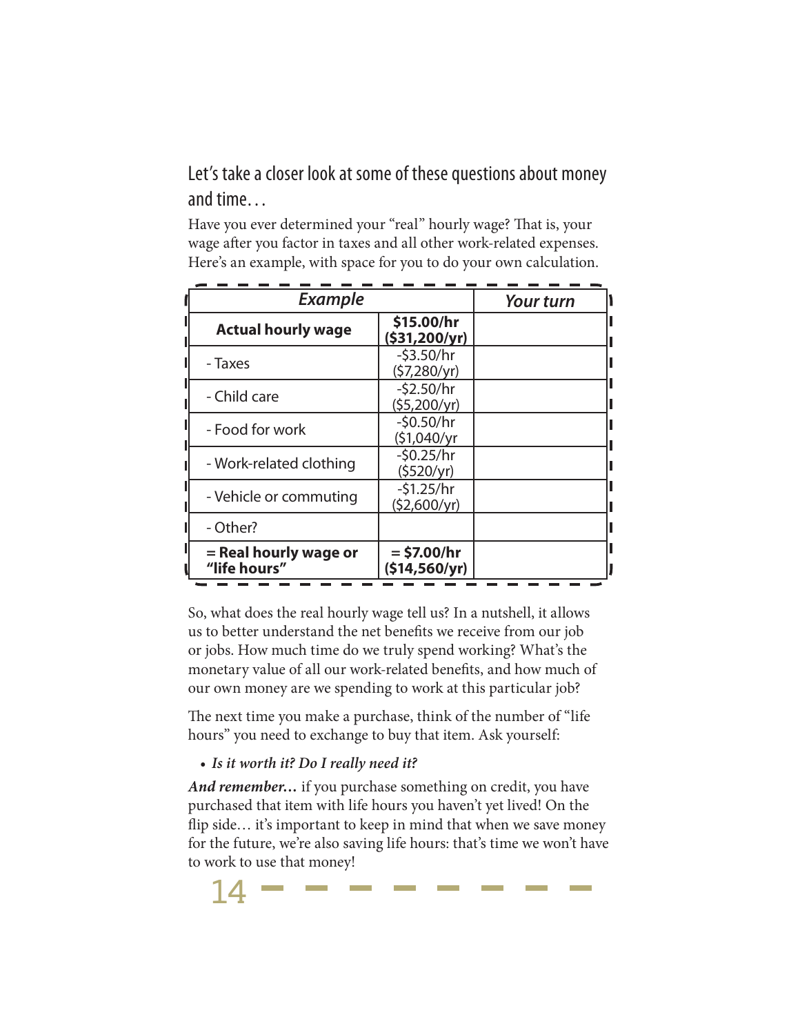## Let's take a closer look at some of these questions about money and time…

Have you ever determined your "real" hourly wage? That is, your wage after you factor in taxes and all other work-related expenses. Here's an example, with space for you to do your own calculation.

| *Example* | | *Your turn* |
|---|---|---|
| **Actual hourly wage** | **$15.00/hr ($31,200/yr)** | |
| - Taxes | -$3.50/hr ($7,280/yr) | |
| - Child care | -$2.50/hr ($5,200/yr) | |
| - Food for work | -$0.50/hr ($1,040/yr | |
| - Work-related clothing | -$0.25/hr ($520/yr) | |
| - Vehicle or commuting | -$1.25/hr ($2,600/yr) | |
| - Other? | | |
| **= Real hourly wage or "life hours"** | **= $7.00/hr ($14,560/yr)** | |

So, what does the real hourly wage tell us? In a nutshell, it allows us to better understand the net benefits we receive from our job or jobs. How much time do we truly spend working? What's the monetary value of all our work-related benefits, and how much of our own money are we spending to work at this particular job?

The next time you make a purchase, think of the number of "life hours" you need to exchange to buy that item. Ask yourself:

- ***Is it worth it? Do I really need it?***

***And remember…*** if you purchase something on credit, you have purchased that item with life hours you haven't yet lived! On the flip side… it's important to keep in mind that when we save money for the future, we're also saving life hours: that's time we won't have to work to use that money!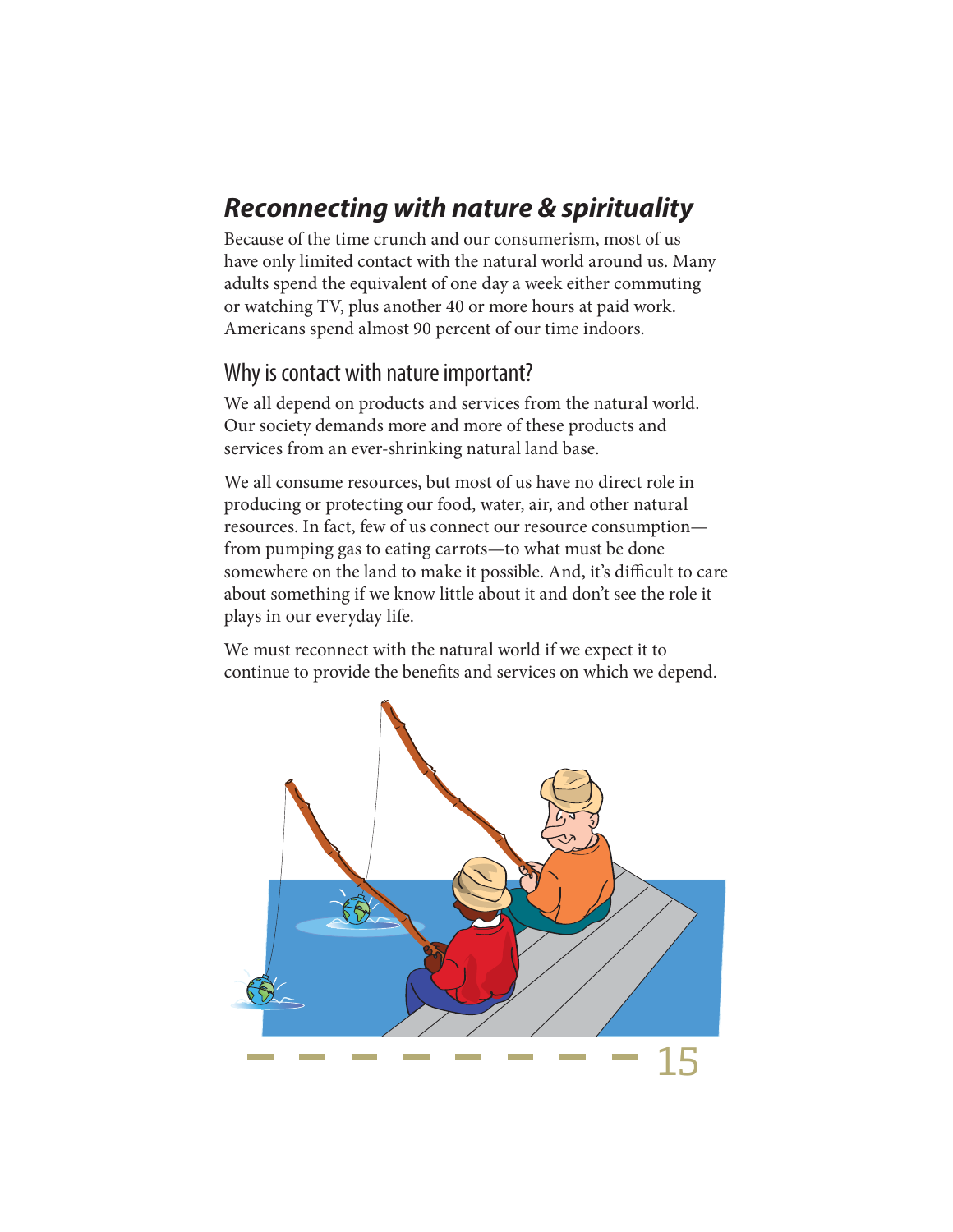## *Reconnecting with nature & spirituality*

Because of the time crunch and our consumerism, most of us have only limited contact with the natural world around us. Many adults spend the equivalent of one day a week either commuting or watching TV, plus another 40 or more hours at paid work. Americans spend almost 90 percent of our time indoors.

### Why is contact with nature important?

We all depend on products and services from the natural world. Our society demands more and more of these products and services from an ever-shrinking natural land base.

We all consume resources, but most of us have no direct role in producing or protecting our food, water, air, and other natural resources. In fact, few of us connect our resource consumption—from pumping gas to eating carrots—to what must be done somewhere on the land to make it possible. And, it's difficult to care about something if we know little about it and don't see the role it plays in our everyday life.

We must reconnect with the natural world if we expect it to continue to provide the benefits and services on which we depend.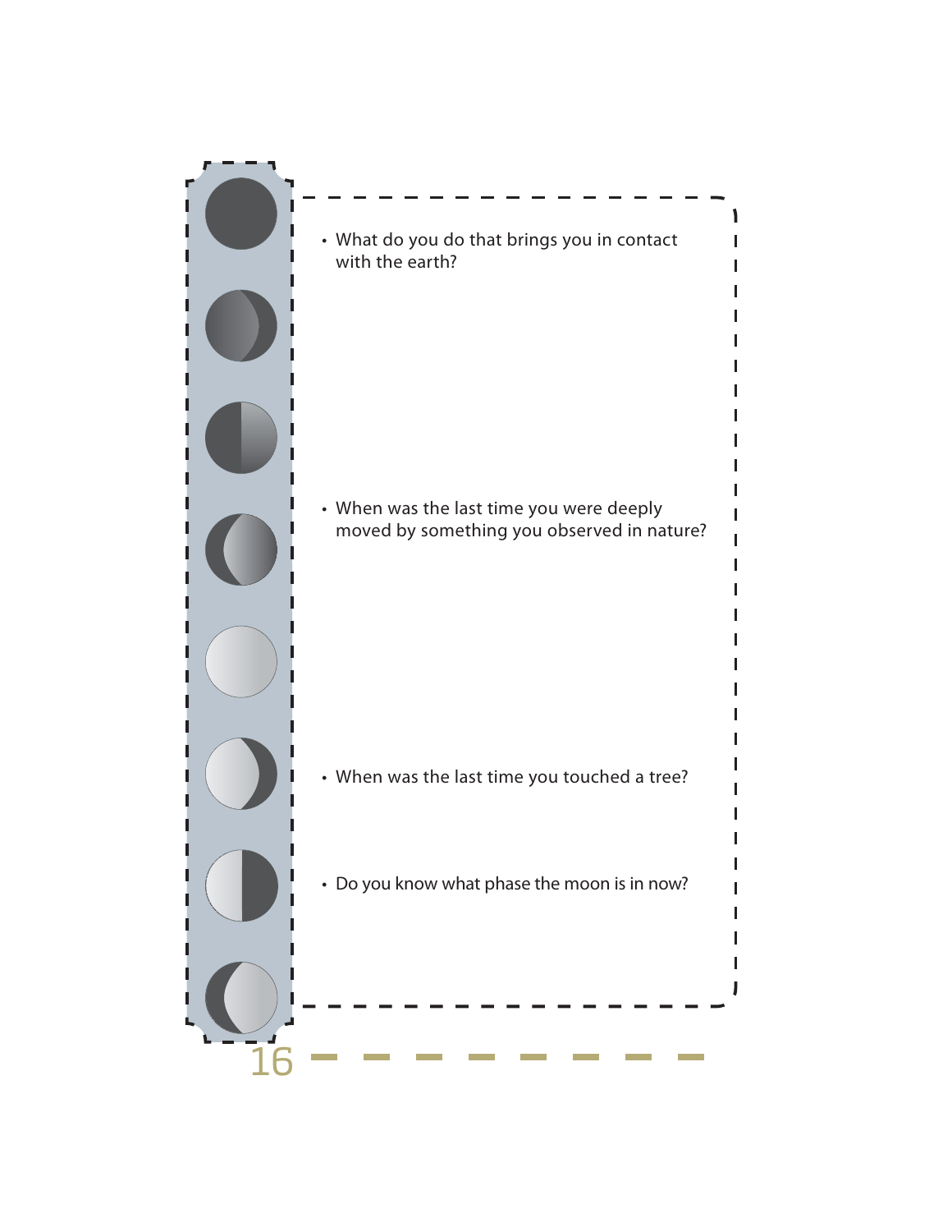- What do you do that brings you in contact with the earth?

- When was the last time you were deeply moved by something you observed in nature?

- When was the last time you touched a tree?

- Do you know what phase the moon is in now?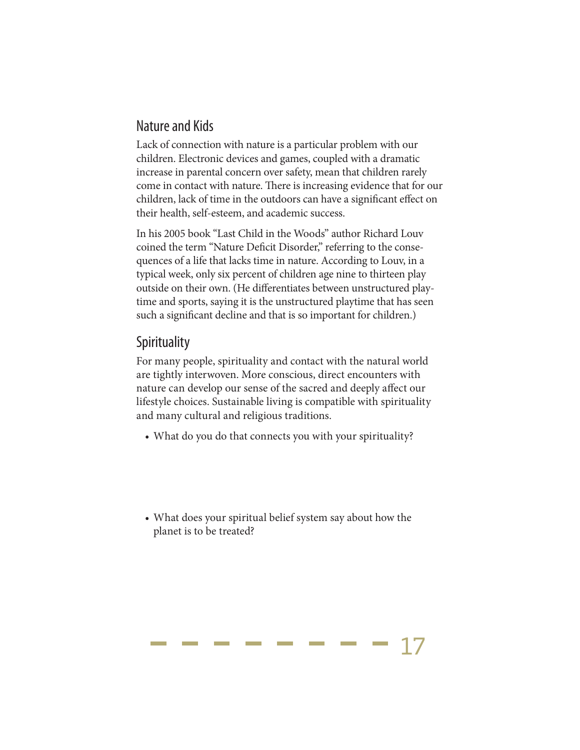## Nature and Kids

Lack of connection with nature is a particular problem with our children. Electronic devices and games, coupled with a dramatic increase in parental concern over safety, mean that children rarely come in contact with nature. There is increasing evidence that for our children, lack of time in the outdoors can have a significant effect on their health, self-esteem, and academic success.

In his 2005 book "Last Child in the Woods" author Richard Louv coined the term "Nature Deficit Disorder," referring to the consequences of a life that lacks time in nature. According to Louv, in a typical week, only six percent of children age nine to thirteen play outside on their own. (He differentiates between unstructured playtime and sports, saying it is the unstructured playtime that has seen such a significant decline and that is so important for children.)

## Spirituality

For many people, spirituality and contact with the natural world are tightly interwoven. More conscious, direct encounters with nature can develop our sense of the sacred and deeply affect our lifestyle choices. Sustainable living is compatible with spirituality and many cultural and religious traditions.

- What do you do that connects you with your spirituality?

- What does your spiritual belief system say about how the planet is to be treated?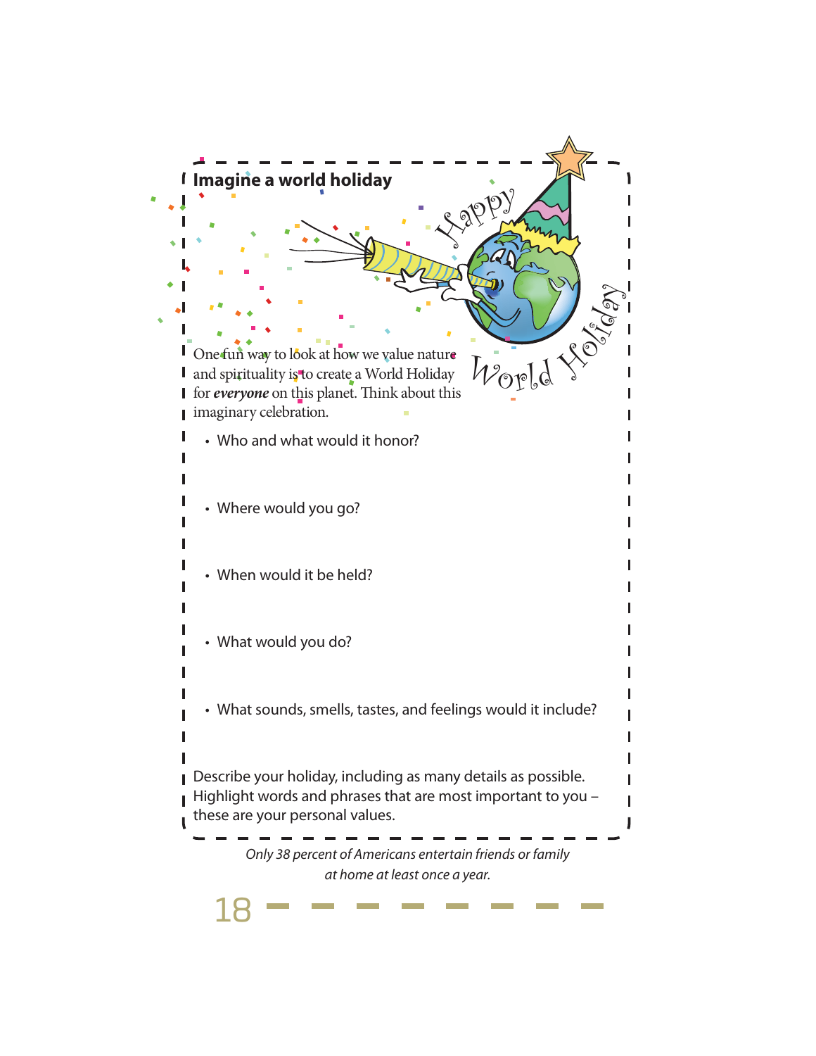## Imagine a world holiday

One fun way to look at how we value nature and spirituality is to create a World Holiday for ***everyone*** on this planet. Think about this imaginary celebration.

- Who and what would it honor?
- Where would you go?
- When would it be held?
- What would you do?
- What sounds, smells, tastes, and feelings would it include?

Describe your holiday, including as many details as possible. Highlight words and phrases that are most important to you – these are your personal values.

*Only 38 percent of Americans entertain friends or family at home at least once a year.*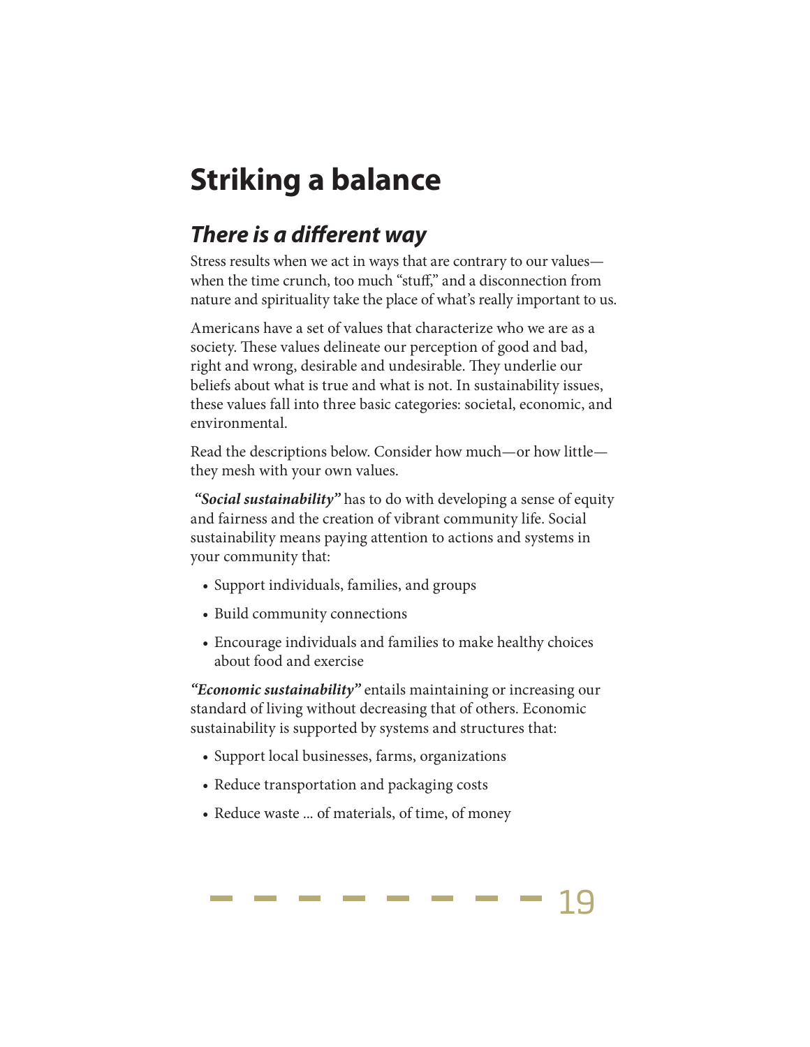# Striking a balance

## *There is a different way*

Stress results when we act in ways that are contrary to our values—when the time crunch, too much "stuff," and a disconnection from nature and spirituality take the place of what's really important to us.

Americans have a set of values that characterize who we are as a society. These values delineate our perception of good and bad, right and wrong, desirable and undesirable. They underlie our beliefs about what is true and what is not. In sustainability issues, these values fall into three basic categories: societal, economic, and environmental.

Read the descriptions below. Consider how much—or how little—they mesh with your own values.

***"Social sustainability"*** has to do with developing a sense of equity and fairness and the creation of vibrant community life. Social sustainability means paying attention to actions and systems in your community that:

- Support individuals, families, and groups
- Build community connections
- Encourage individuals and families to make healthy choices about food and exercise

***"Economic sustainability"*** entails maintaining or increasing our standard of living without decreasing that of others. Economic sustainability is supported by systems and structures that:

- Support local businesses, farms, organizations
- Reduce transportation and packaging costs
- Reduce waste ... of materials, of time, of money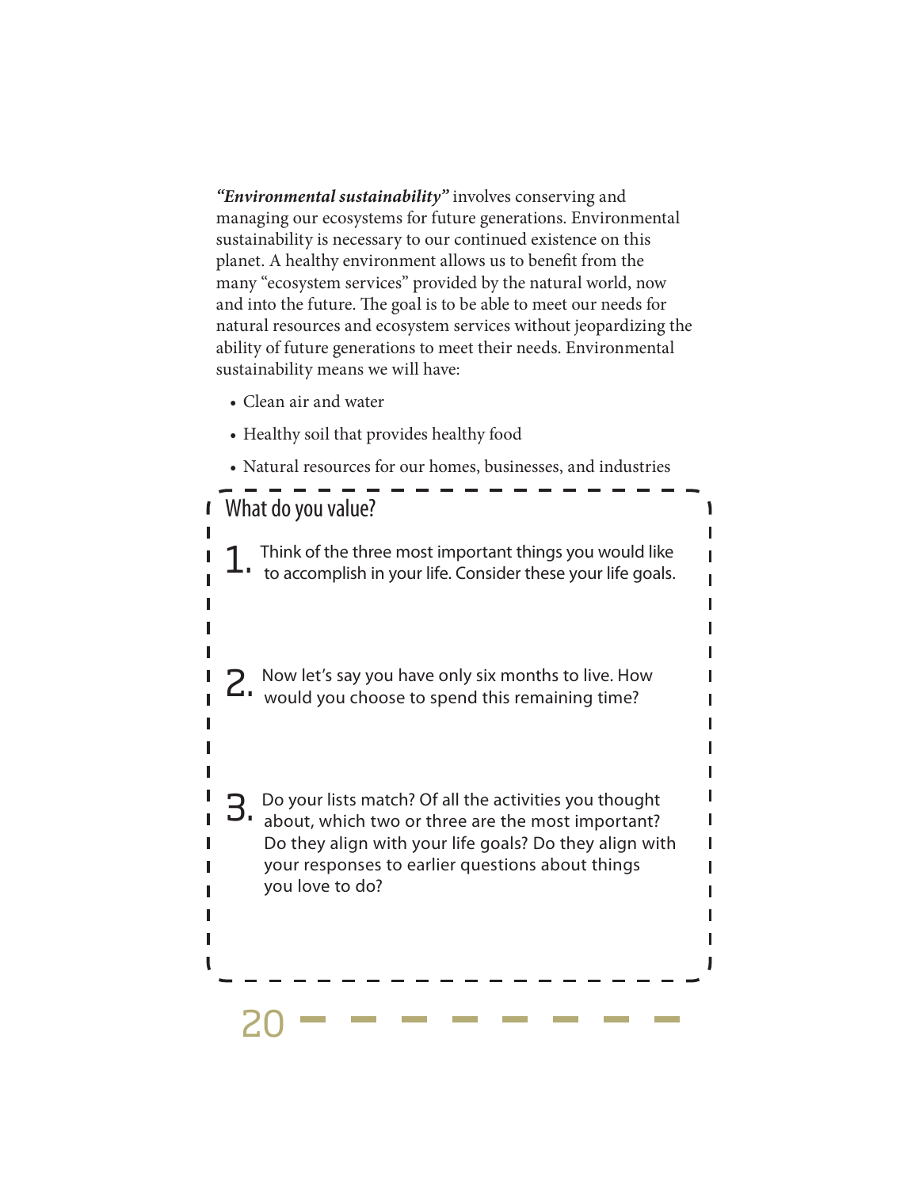***"Environmental sustainability"*** involves conserving and managing our ecosystems for future generations. Environmental sustainability is necessary to our continued existence on this planet. A healthy environment allows us to benefit from the many "ecosystem services" provided by the natural world, now and into the future. The goal is to be able to meet our needs for natural resources and ecosystem services without jeopardizing the ability of future generations to meet their needs. Environmental sustainability means we will have:

- Clean air and water
- Healthy soil that provides healthy food
- Natural resources for our homes, businesses, and industries

## What do you value?

1. Think of the three most important things you would like to accomplish in your life. Consider these your life goals.

2. Now let's say you have only six months to live. How would you choose to spend this remaining time?

3. Do your lists match? Of all the activities you thought about, which two or three are the most important? Do they align with your life goals? Do they align with your responses to earlier questions about things you love to do?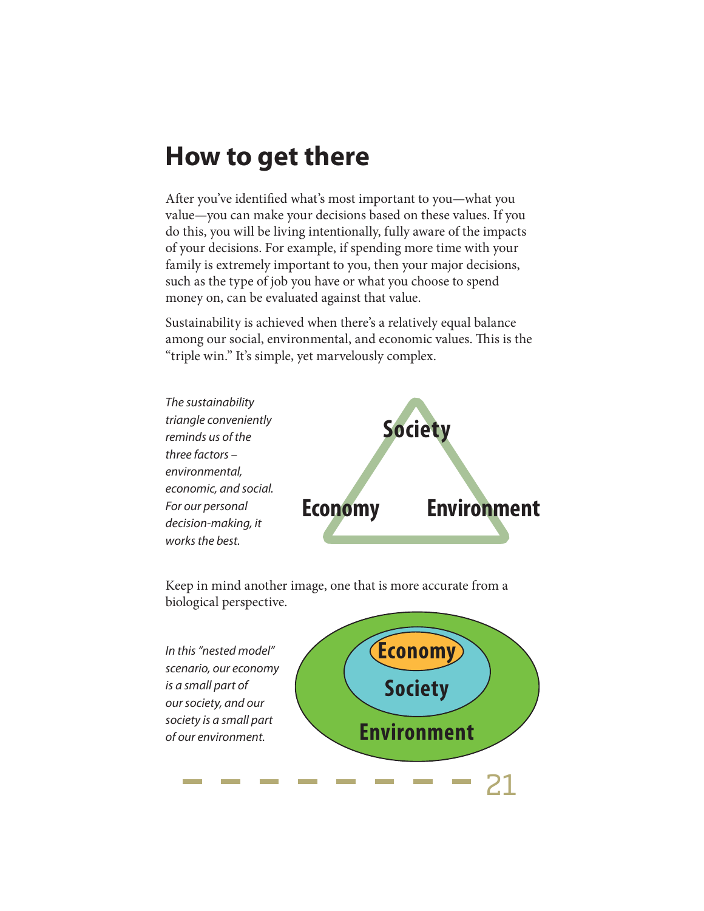## How to get there

After you've identified what's most important to you—what you value—you can make your decisions based on these values. If you do this, you will be living intentionally, fully aware of the impacts of your decisions. For example, if spending more time with your family is extremely important to you, then your major decisions, such as the type of job you have or what you choose to spend money on, can be evaluated against that value.

Sustainability is achieved when there's a relatively equal balance among our social, environmental, and economic values. This is the "triple win." It's simple, yet marvelously complex.

*The sustainability triangle conveniently reminds us of the three factors – environmental, economic, and social. For our personal decision-making, it works the best.*

Society

Economy

Environment

Keep in mind another image, one that is more accurate from a biological perspective.

*In this "nested model" scenario, our economy is a small part of our society, and our society is a small part of our environment.*

Economy

Society

Environment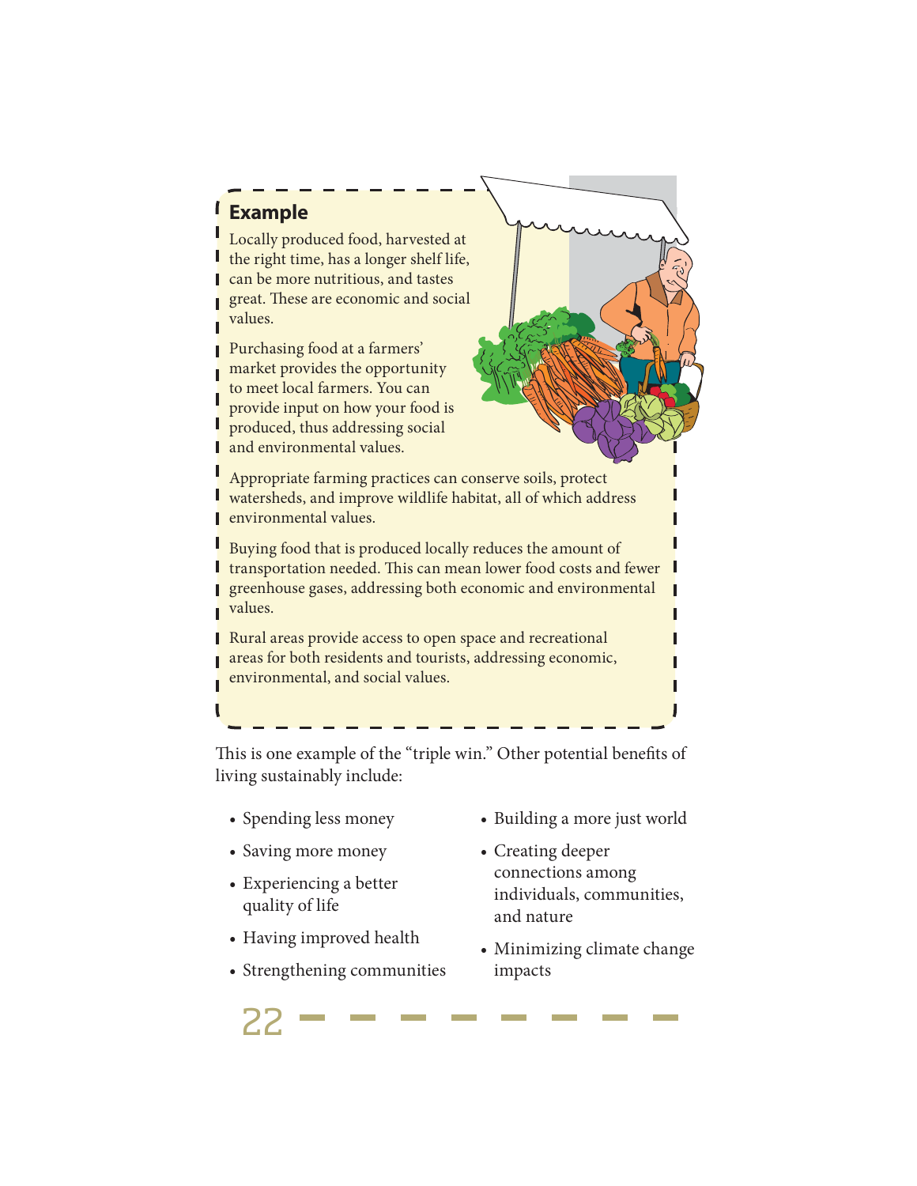## Example

Locally produced food, harvested at the right time, has a longer shelf life, can be more nutritious, and tastes great. These are economic and social values.

Purchasing food at a farmers' market provides the opportunity to meet local farmers. You can provide input on how your food is produced, thus addressing social and environmental values.

Appropriate farming practices can conserve soils, protect watersheds, and improve wildlife habitat, all of which address environmental values.

Buying food that is produced locally reduces the amount of transportation needed. This can mean lower food costs and fewer greenhouse gases, addressing both economic and environmental values.

Rural areas provide access to open space and recreational areas for both residents and tourists, addressing economic, environmental, and social values.

This is one example of the "triple win." Other potential benefits of living sustainably include:

- Spending less money
- Saving more money
- Experiencing a better quality of life
- Having improved health
- Strengthening communities
- Building a more just world
- Creating deeper connections among individuals, communities, and nature
- Minimizing climate change impacts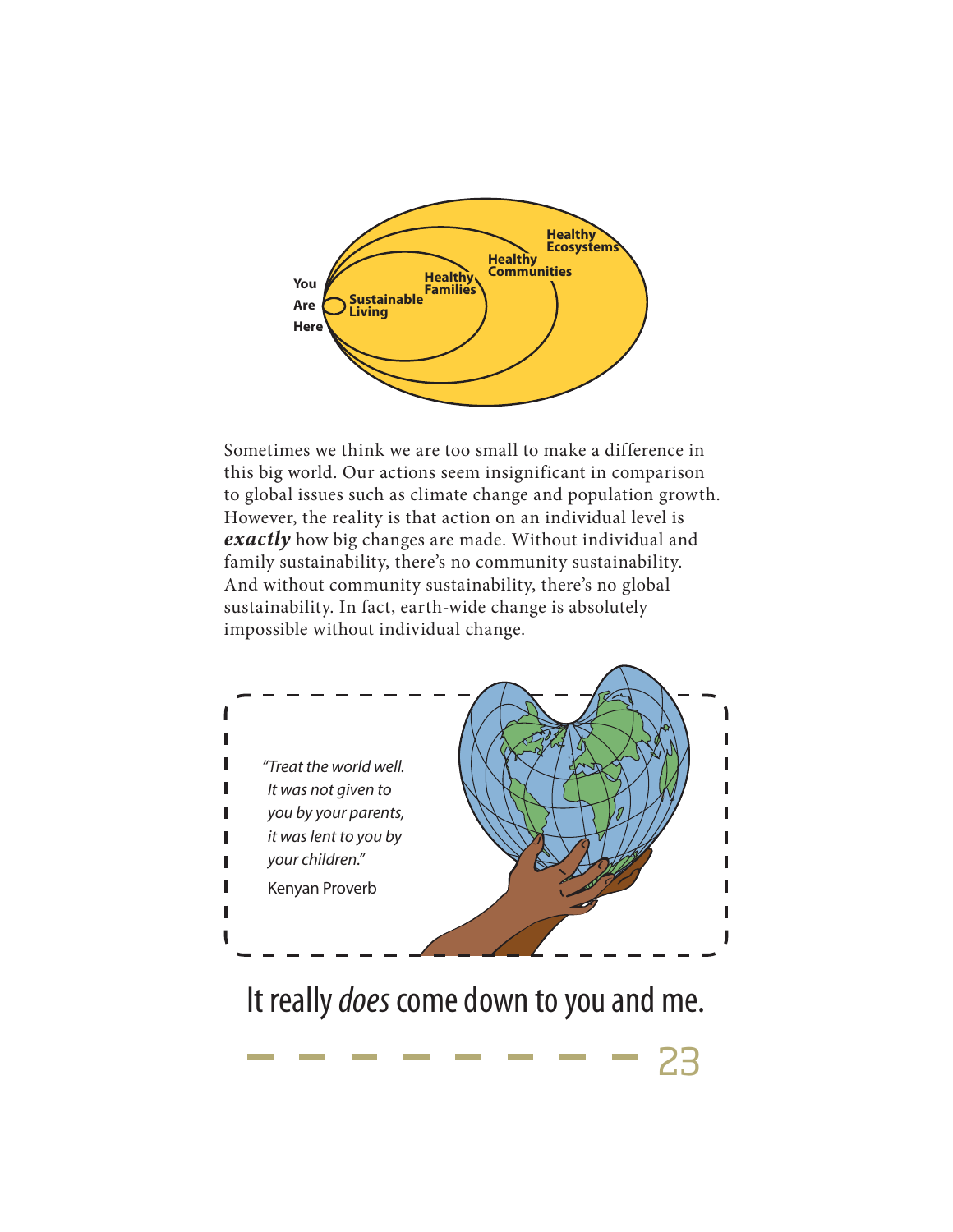You
Are
Here

Sustainable Living

Healthy Families

Healthy Communities

Healthy Ecosystems

Sometimes we think we are too small to make a difference in this big world. Our actions seem insignificant in comparison to global issues such as climate change and population growth. However, the reality is that action on an individual level is ***exactly*** how big changes are made. Without individual and family sustainability, there's no community sustainability. And without community sustainability, there's no global sustainability. In fact, earth-wide change is absolutely impossible without individual change.

*"Treat the world well. It was not given to you by your parents, it was lent to you by your children."*

Kenyan Proverb

It really *does* come down to you and me.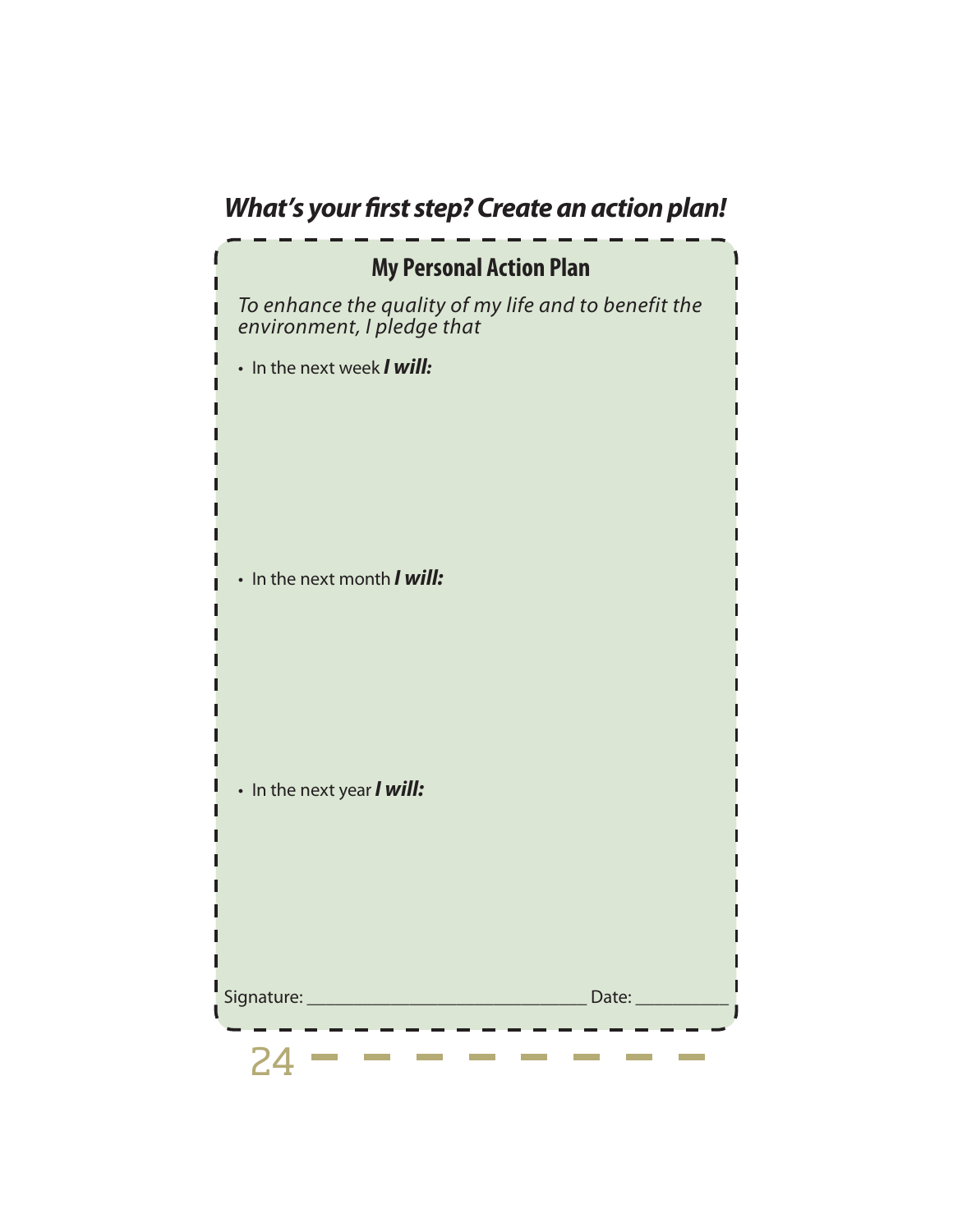## *What's your first step? Create an action plan!*

### My Personal Action Plan

*To enhance the quality of my life and to benefit the environment, I pledge that*

- In the next week ***I will:***

- In the next month ***I will:***

- In the next year ***I will:***

Signature: ______________________________ Date: __________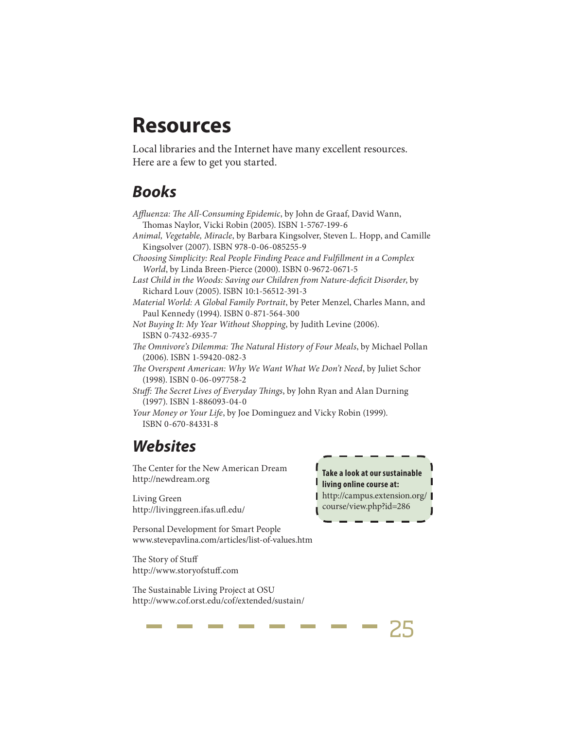# Resources

Local libraries and the Internet have many excellent resources. Here are a few to get you started.

## *Books*

*Affluenza: The All-Consuming Epidemic*, by John de Graaf, David Wann, Thomas Naylor, Vicki Robin (2005). ISBN 1-5767-199-6

*Animal, Vegetable, Miracle*, by Barbara Kingsolver, Steven L. Hopp, and Camille Kingsolver (2007). ISBN 978-0-06-085255-9

*Choosing Simplicity: Real People Finding Peace and Fulfillment in a Complex World*, by Linda Breen-Pierce (2000). ISBN 0-9672-0671-5

*Last Child in the Woods: Saving our Children from Nature-deficit Disorder*, by Richard Louv (2005). ISBN 10:1-56512-391-3

*Material World: A Global Family Portrait*, by Peter Menzel, Charles Mann, and Paul Kennedy (1994). ISBN 0-871-564-300

*Not Buying It: My Year Without Shopping*, by Judith Levine (2006). ISBN 0-7432-6935-7

*The Omnivore's Dilemma: The Natural History of Four Meals*, by Michael Pollan (2006). ISBN 1-59420-082-3

*The Overspent American: Why We Want What We Don't Need*, by Juliet Schor (1998). ISBN 0-06-097758-2

*Stuff: The Secret Lives of Everyday Things*, by John Ryan and Alan Durning (1997). ISBN 1-886093-04-0

*Your Money or Your Life*, by Joe Dominguez and Vicky Robin (1999). ISBN 0-670-84331-8

## *Websites*

The Center for the New American Dream
http://newdream.org

Living Green
http://livinggreen.ifas.ufl.edu/

Personal Development for Smart People
www.stevepavlina.com/articles/list-of-values.htm

The Story of Stuff
http://www.storyofstuff.com

The Sustainable Living Project at OSU
http://www.cof.orst.edu/cof/extended/sustain/

**Take a look at our sustainable living online course at:**
http://campus.extension.org/course/view.php?id=286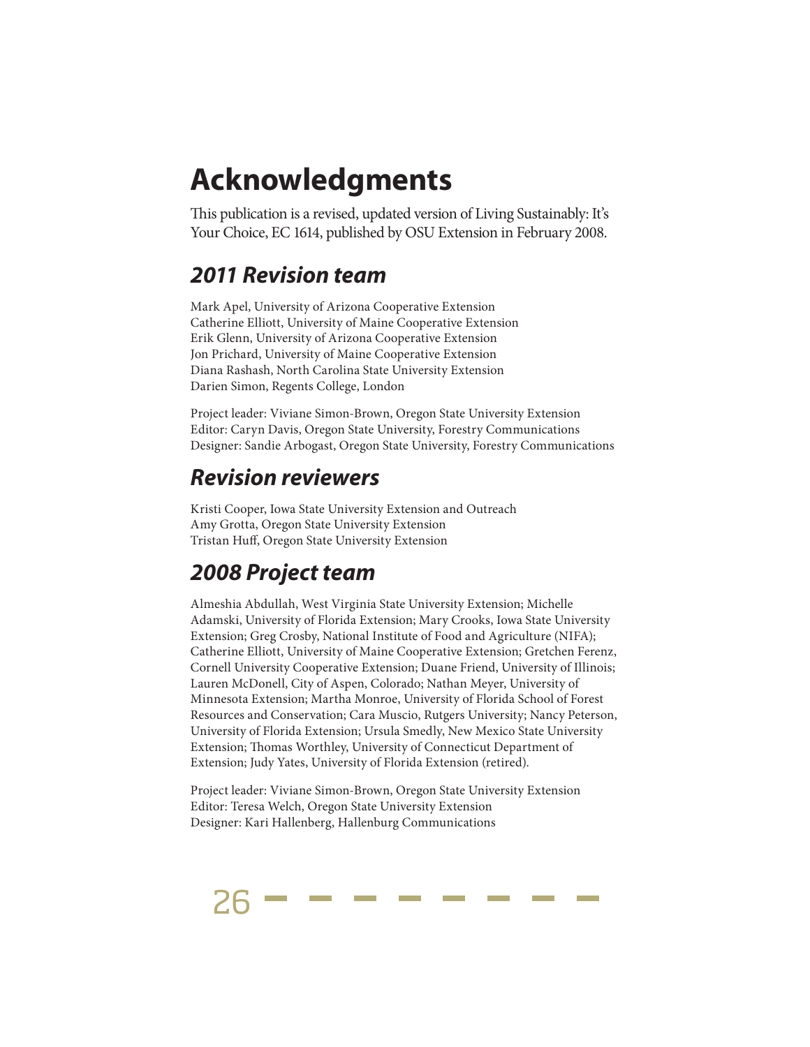# Acknowledgments

This publication is a revised, updated version of Living Sustainably: It's Your Choice, EC 1614, published by OSU Extension in February 2008.

## *2011 Revision team*

Mark Apel, University of Arizona Cooperative Extension
Catherine Elliott, University of Maine Cooperative Extension
Erik Glenn, University of Arizona Cooperative Extension
Jon Prichard, University of Maine Cooperative Extension
Diana Rashash, North Carolina State University Extension
Darien Simon, Regents College, London

Project leader: Viviane Simon-Brown, Oregon State University Extension
Editor: Caryn Davis, Oregon State University, Forestry Communications
Designer: Sandie Arbogast, Oregon State University, Forestry Communications

## *Revision reviewers*

Kristi Cooper, Iowa State University Extension and Outreach
Amy Grotta, Oregon State University Extension
Tristan Huff, Oregon State University Extension

## *2008 Project team*

Almeshia Abdullah, West Virginia State University Extension; Michelle Adamski, University of Florida Extension; Mary Crooks, Iowa State University Extension; Greg Crosby, National Institute of Food and Agriculture (NIFA); Catherine Elliott, University of Maine Cooperative Extension; Gretchen Ferenz, Cornell University Cooperative Extension; Duane Friend, University of Illinois; Lauren McDonell, City of Aspen, Colorado; Nathan Meyer, University of Minnesota Extension; Martha Monroe, University of Florida School of Forest Resources and Conservation; Cara Muscio, Rutgers University; Nancy Peterson, University of Florida Extension; Ursula Smedly, New Mexico State University Extension; Thomas Worthley, University of Connecticut Department of Extension; Judy Yates, University of Florida Extension (retired).

Project leader: Viviane Simon-Brown, Oregon State University Extension
Editor: Teresa Welch, Oregon State University Extension
Designer: Kari Hallenberg, Hallenburg Communications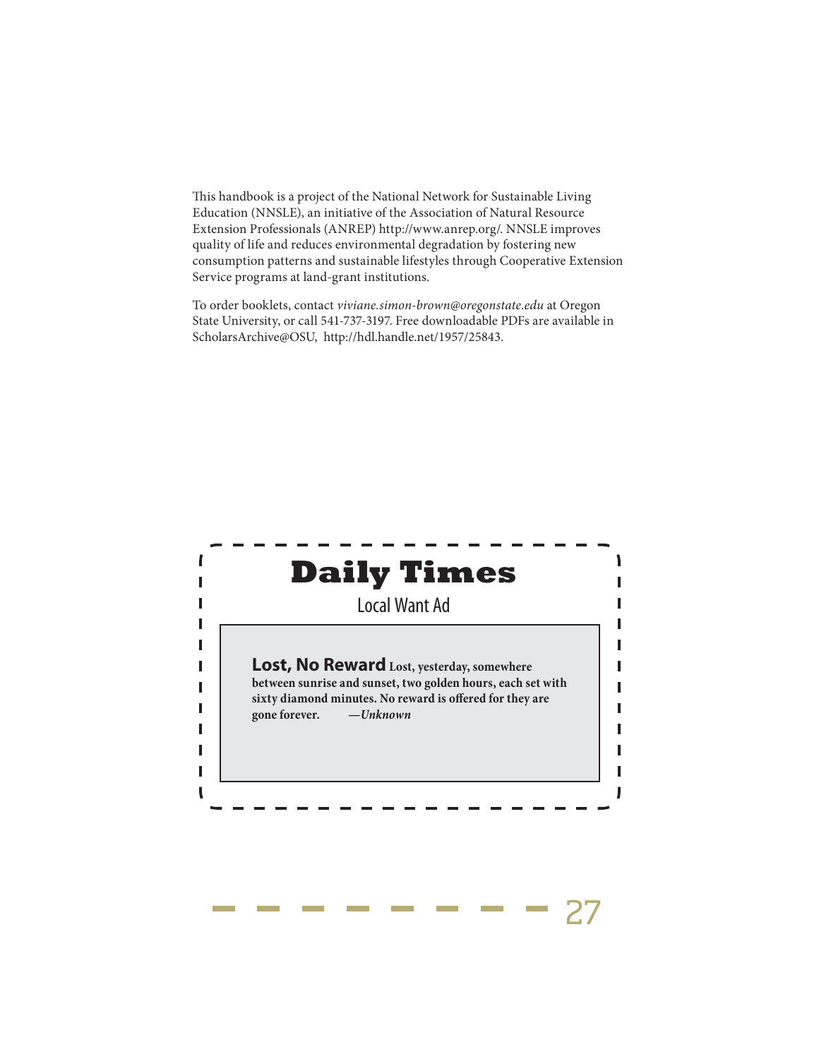This handbook is a project of the National Network for Sustainable Living Education (NNSLE), an initiative of the Association of Natural Resource Extension Professionals (ANREP) http://www.anrep.org/. NNSLE improves quality of life and reduces environmental degradation by fostering new consumption patterns and sustainable lifestyles through Cooperative Extension Service programs at land-grant institutions.

To order booklets, contact *viviane.simon-brown@oregonstate.edu* at Oregon State University, or call 541-737-3197. Free downloadable PDFs are available in ScholarsArchive@OSU, http://hdl.handle.net/1957/25843.

## Daily Times

Local Want Ad

**Lost, No Reward** **Lost, yesterday, somewhere between sunrise and sunset, two golden hours, each set with sixty diamond minutes. No reward is offered for they are gone forever.** ***—Unknown***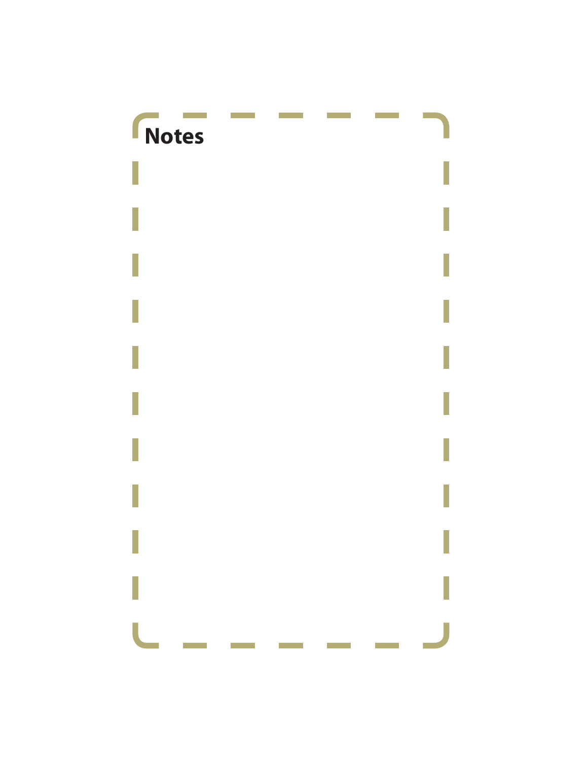# Notes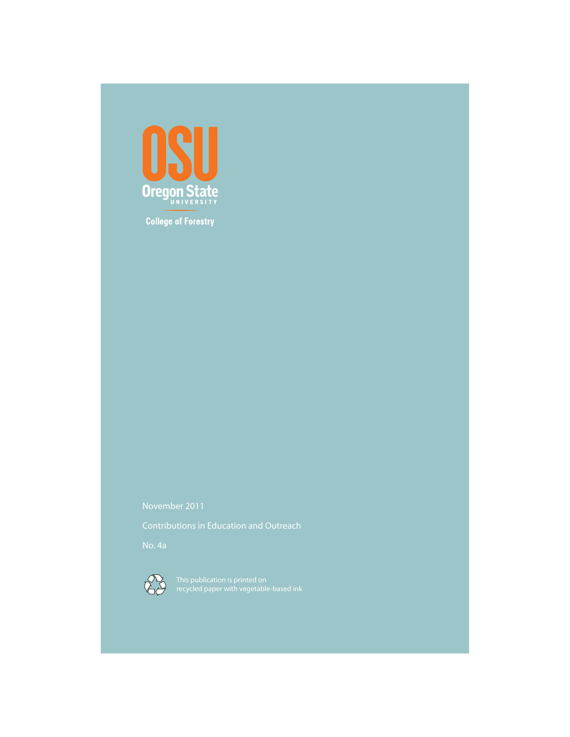OSU

Oregon State

UNIVERSITY

College of Forestry

November 2011

Contributions in Education and Outreach

No. 4a

This publication is printed on
recycled paper with vegetable-based ink